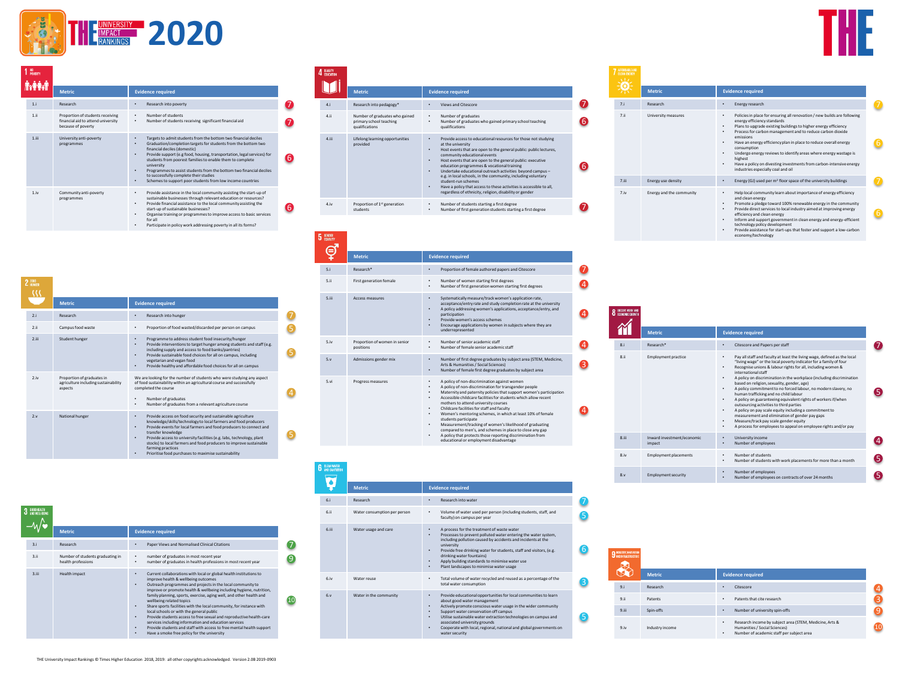# THE University Impact Rankings 2020

## 1 No Poverty

| | Metric | Evidence required | Weight |
|---|---|---|---|
| 1.i | Research | • Research into poverty | 7 |
| 1.ii | Proportion of students receiving financial aid to attend university because of poverty | • Number of students<br>• Number of students receiving significant financial aid | 7 |
| 1.iii | University anti-poverty programmes | • Targets to admit students from the bottom two financial deciles<br>• Graduation/completion targets for students from the bottom two financial deciles (domestic)<br>• Provide support (e.g food, housing, transportation, legal services) for students from poorest families to enable them to complete university<br>• Programmes to assist students from the bottom two financial deciles to successfully complete their studies<br>• Schemes to support poor students from low income countries | 6 |
| 1.iv | Community anti-poverty programmes | • Provide assistance in the local community assisting the start-up of sustainable businesses through relevant education or resources?<br>• Provide financial assistance to the local community assisting the start-up of sustainable businesses?<br>• Organise training or programmes to improve access to basic services for all<br>• Participate in policy work addressing poverty in all its forms? | 6 |

## 2 Zero Hunger

| | Metric | Evidence required | Weight |
|---|---|---|---|
| 2.i | Research | • Research into hunger | 7 |
| 2.ii | Campus food waste | • Proportion of food wasted/discarded per person on campus | 5 |
| 2.iii | Student hunger | • Programme to address student food insecurity/hunger<br>• Provide interventions to target hunger among students and staff (e.g. including supply and access to food banks/pantries)<br>• Provide sustainable food choices for all on campus, including vegetarian and vegan food<br>• Provide healthy and affordable food choices for all on campus | 5 |
| 2.iv | Proportion of graduates in agriculture including sustainability aspects | We are looking for the number of students who were studying any aspect of food sustainability within an agricultural course and successfully completed the course<br>• Number of graduates<br>• Number of graduates from a relevant agriculture course | 4 |
| 2.v | National hunger | • Provide access on food security and sustainable agriculture knowledge/skills/technology to local farmers and food producers<br>• Provide events for local farmers and food producers to connect and transfer knowledge<br>• Provide access to university facilities (e.g. labs, technology, plant stocks) to local farmers and food producers to improve sustainable farming practices<br>• Prioritise food purchases to maximise sustainability | 5 |

## 3 Good Health and Well-being

| | Metric | Evidence required | Weight |
|---|---|---|---|
| 3.i | Research | • Paper Views and Normalised Clinical Citations | 7 |
| 3.ii | Number of students graduating in health professions | • number of graduates in most recent year<br>• number of graduates in health professions in most recent year | 9 |
| 3.iii | Health impact | • Current collaborations with local or global health institutions to improve health & wellbeing outcomes<br>• Outreach programmes and projects in the local community to improve or promote health & wellbeing including hygiene, nutrition, family planning, sports, exercise, aging well, and other health and wellbeing related topics<br>• Share sports facilities with the local community, for instance with local schools or with the general public<br>• Provide students access to free sexual and reproductive health-care services including information and education services<br>• Provide students and staff with access to free mental health support<br>• Have a smoke free policy for the university | 10 |

## 4 Quality Education

| | Metric | Evidence required | Weight |
|---|---|---|---|
| 4.i | Research into pedagogy* | • Views and Citescore | 7 |
| 4.ii | Number of graduates who gained primary school teaching qualifications | • Number of graduates<br>• Number of graduates who gained primary school teaching qualifications | 6 |
| 4.iii | Lifelong learning opportunities provided | • Provide access to educational resources for those not studying at the university<br>• Host events that are open to the general public: public lectures, community educational events<br>• Host events that are open to the general public: executive education programmes & vocational training<br>• Undertake educational outreach activities beyond campus – e.g. in local schools, in the community, including voluntary student-run schemes<br>• Have a policy that access to these activities is accessible to all, regardless of ethnicity, religion, disability or gender | 6 |
| 4.iv | Proportion of 1st generation students | • Number of students starting a first degree<br>• Number of first generation students starting a first degree | 7 |

## 5 Gender Equality

| | Metric | Evidence required | Weight |
|---|---|---|---|
| 5.i | Research* | • Proportion of female authored papers and Citescore | 7 |
| 5.ii | First generation female | • Number of women starting first degrees<br>• Number of first generation women starting first degrees | 4 |
| 5.iii | Access measures | • Systematically measure/track women's application rate, acceptance/entry rate and study completion rate at the university<br>• A policy addressing women's applications, acceptance/entry, and participation<br>• Provide women's access schemes<br>• Encourage applications by women in subjects where they are underrepresented | 4 |
| 5.iv | Proportion of women in senior positions | • Number of senior academic staff<br>• Number of female senior academic staff | 4 |
| 5.v | Admissions gender mix | • Number of first degree graduates by subject area (STEM, Medicine, Arts & Humanities / Social Sciences)<br>• Number of female first degree graduates by subject area | 3 |
| 5.vi | Progress measures | • A policy of non-discrimination against women<br>• A policy of non-discrimination for transgender people<br>• Maternity and paternity policies that support women's participation<br>• Accessible childcare facilities for students which allow recent mothers to attend university courses<br>• Childcare facilities for staff and faculty<br>• Women's mentoring schemes, in which at least 10% of female students participate<br>• Measurement/tracking of women's likelihood of graduating compared to men's, and schemes in place to close any gap<br>• A policy that protects those reporting discrimination from educational or employment disadvantage | 4 |

## 6 Clean Water and Sanitation

| | Metric | Evidence required | Weight |
|---|---|---|---|
| 6.i | Research | • Research into water | 7 |
| 6.ii | Water consumption per person | • Volume of water used per person (including students, staff, and faculty) on campus per year | 5 |
| 6.iii | Water usage and care | • A process for the treatment of waste water<br>• Processes to prevent polluted water entering the water system, including pollution caused by accidents and incidents at the university<br>• Provide free drinking water for students, staff and visitors, (e.g. drinking water fountains)<br>• Apply building standards to minimise water use<br>• Plant landscapes to minimise water usage | 6 |
| 6.iv | Water reuse | • Total volume of water recycled and reused as a percentage of the total water consumption | 3 |
| 6.v | Water in the community | • Provide educational opportunities for local communities to learn about good water management<br>• Actively promote conscious water usage in the wider community<br>• Support water conservation off campus<br>• Utilise sustainable water extraction technologies on campus and associated university grounds<br>• Cooperate with local, regional, national and global governments on water security | 5 |

## 7 Affordable and Clean Energy

| | Metric | Evidence required | Weight |
|---|---|---|---|
| 7.i | Research | • Energy research | 7 |
| 7.ii | University measures | • Policies in place for ensuring all renovation / new builds are following energy efficiency standards<br>• Plans to upgrade existing buildings to higher energy efficiency<br>• Process for carbon management and to reduce carbon dioxide emissions<br>• Have an energy efficiency plan in place to reduce overall energy consumption<br>• Undergo energy reviews to identify areas where energy wastage is highest<br>• Have a policy on divesting investments from carbon-intensive energy industries especially coal and oil | 6 |
| 7.iii | Energy use density | • Energy (GJ) used per m² floor space of the university buildings | 7 |
| 7.iv | Energy and the community | • Help local community learn about importance of energy efficiency and clean energy<br>• Promote a pledge toward 100% renewable energy in the community<br>• Provide direct services to local industry aimed at improving energy efficiency and clean energy<br>• Inform and support government in clean energy and energy-efficient technology policy development<br>• Provide assistance for start-ups that foster and support a low-carbon economy/technology | 6 |

## 8 Decent Work and Economic Growth

| | Metric | Evidence required | Weight |
|---|---|---|---|
| 8.i | Research* | • Citescore and Papers per staff | 7 |
| 8.ii | Employment practice | • Pay all staff and faculty at least the living wage, defined as the local "living wage" or the local poverty indicator for a family of four<br>• Recognise unions & labour rights for all, including women & international staff<br>• A policy on discrimination in the workplace (including discrimination based on religion, sexuality, gender, age)<br>• A policy commitment to no forced labour, no modern slavery, no human trafficking and no child labour<br>• A policy on guaranteeing equivalent rights of workers if/when outsourcing activities to third parties<br>• A policy on pay scale equity including a commitment to measurement and elimination of gender pay gaps<br>• Measure/track pay scale gender equity<br>• A process for employees to appeal on employee rights and/or pay | 5 |
| 8.iii | Inward investment/economic impact | • University income<br>• Number of employees | 4 |
| 8.iv | Employment placements | • Number of students<br>• Number of students with work placements for more than a month | 5 |
| 8.v | Employment security | • Number of employees<br>• Number of employees on contracts of over 24 months | 5 |

## 9 Industry, Innovation and Infrastructure

| | Metric | Evidence required | Weight |
|---|---|---|---|
| 9.i | Research | • Citescore | 4 |
| 9.ii | Patents | • Patents that cite research | 3 |
| 9.iii | Spin-offs | • Number of university spin-offs | 9 |
| 9.iv | Industry income | • Research income by subject area (STEM, Medicine, Arts & Humanities / Social Sciences)<br>• Number of academic staff per subject area | 10 |

THE University Impact Rankings © Times Higher Education 2018, 2019: all other copyrights acknowledged. Version 2.0B 2019-0903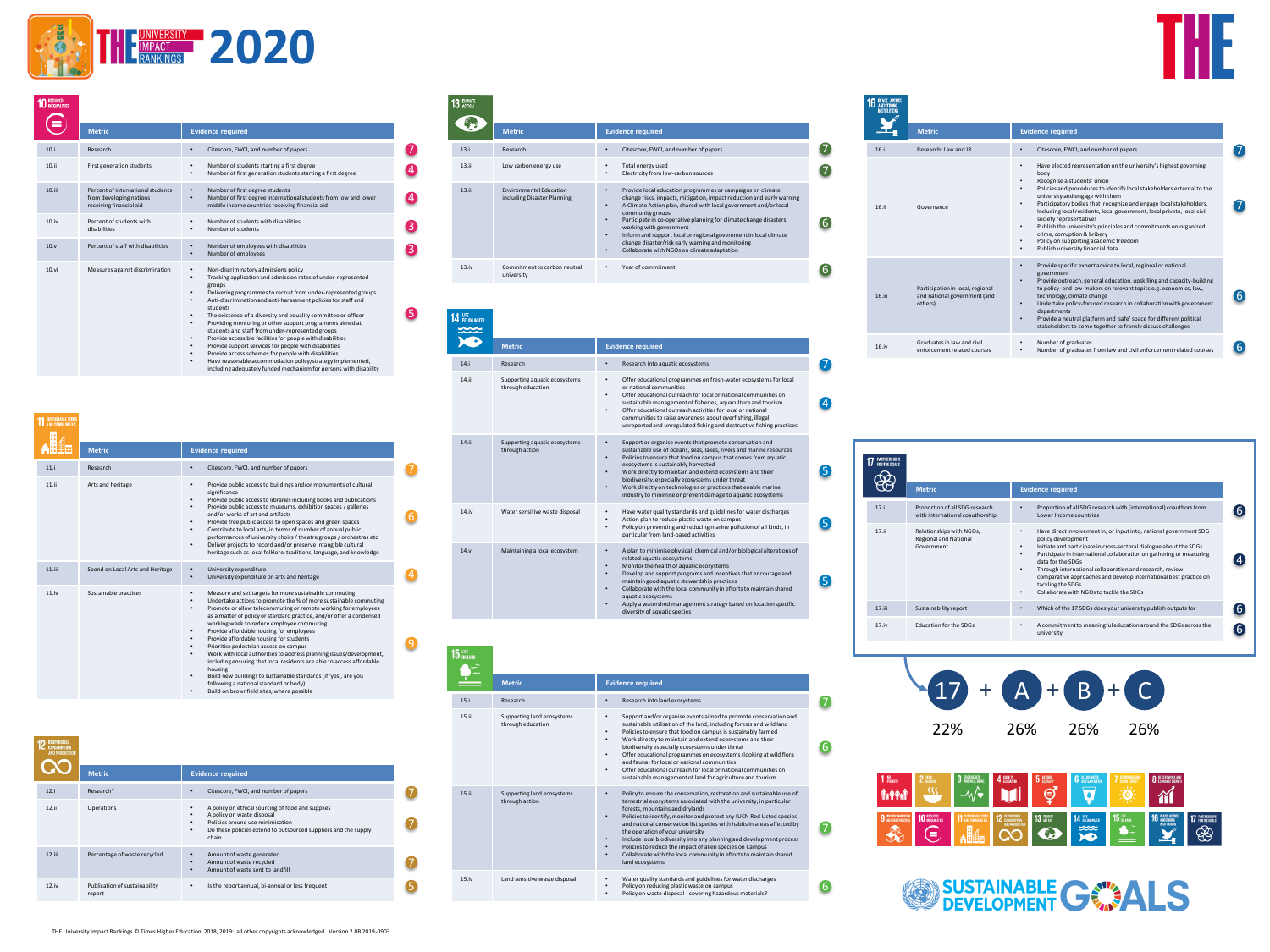# THE University Impact Rankings 2020

## 10 Reduced Inequalities

| | Metric | Evidence required | Weight |
|---|---|---|---|
| 10.i | Research | • Citescore, FWCI, and number of papers | 7 |
| 10.ii | First generation students | • Number of students starting a first degree<br>• Number of first generation students starting a first degree | 4 |
| 10.iii | Percent of international students from developing nations receiving financial aid | • Number of first degree students<br>• Number of first degree international students from low and lower middle income countries receiving financial aid | 4 |
| 10.iv | Percent of students with disabilities | • Number of students with disabilities<br>• Number of students | 3 |
| 10.v | Percent of staff with disabilities | • Number of employees with disabilities<br>• Number of employees | 3 |
| 10.vi | Measures against discrimination | • Non-discriminatory admissions policy<br>• Tracking application and admission rates of under-represented groups<br>• Delivering programmes to recruit from under-represented groups<br>• Anti-discrimination and anti-harassment policies for staff and students<br>• The existence of a diversity and equality committee or officer<br>• Providing mentoring or other support programmes aimed at students and staff from under-represented groups<br>• Provide accessible facilities for people with disabilities<br>• Provide support services for people with disabilities<br>• Provide access schemes for people with disabilities<br>• Have reasonable accommodation policy/strategy implemented, including adequately funded mechanism for persons with disability | 5 |

## 11 Sustainable Cities and Communities

| | Metric | Evidence required | Weight |
|---|---|---|---|
| 11.i | Research | • Citescore, FWCI, and number of papers | 7 |
| 11.ii | Arts and heritage | • Provide public access to buildings and/or monuments of cultural significance<br>• Provide public access to libraries including books and publications<br>• Provide public access to museums, exhibition spaces / galleries and/or works of art and artifacts<br>• Provide free public access to open spaces and green spaces<br>• Contribute to local arts, in terms of number of annual public performances of university choirs / theatre groups / orchestras etc<br>• Deliver projects to record and/or preserve intangible cultural heritage such as local folklore, traditions, language, and knowledge | 6 |
| 11.iii | Spend on Local Arts and Heritage | • University expenditure<br>• University expenditure on arts and heritage | 4 |
| 11.iv | Sustainable practices | • Measure and set targets for more sustainable commuting<br>• Undertake actions to promote the % of more sustainable commuting<br>• Promote or allow telecommuting or remote working for employees as a matter of policy or standard practice, and/or offer a condensed working week to reduce employee commuting<br>• Provide affordable housing for employees<br>• Provide affordable housing for students<br>• Prioritise pedestrian access on campus<br>• Work with local authorities to address planning issues/development, including ensuring that local residents are able to access affordable housing<br>• Build new buildings to sustainable standards (if 'yes', are you following a national standard or body)<br>• Build on brownfield sites, where possible | 9 |

## 12 Responsible Consumption and Production

| | Metric | Evidence required | Weight |
|---|---|---|---|
| 12.i | Research* | • Citescore, FWCI, and number of papers | 7 |
| 12.ii | Operations | • A policy on ethical sourcing of food and supplies<br>• A policy on waste disposal<br>• Policies around use minimisation<br>• Do these policies extend to outsourced suppliers and the supply chain | 7 |
| 12.iii | Percentage of waste recycled | • Amount of waste generated<br>• Amount of waste recycled<br>• Amount of waste sent to landfill | 7 |
| 12.iv | Publication of sustainability report | • Is the report annual, bi-annual or less frequent | 5 |

## 13 Climate Action

| | Metric | Evidence required | Weight |
|---|---|---|---|
| 13.i | Research | • Citescore, FWCI, and number of papers | 7 |
| 13.ii | Low carbon energy use | • Total energy used<br>• Electricity from low-carbon sources | 7 |
| 13.iii | Environmental Education including Disaster Planning | • Provide local education programmes or campaigns on climate change risks, impacts, mitigation, impact reduction and early warning<br>• A Climate Action plan, shared with local government and/or local community groups<br>• Participate in co-operative planning for climate change disasters, working with government<br>• Inform and support local or regional government in local climate change disaster/risk early warning and monitoring<br>• Collaborate with NGOs on climate adaptation | 6 |
| 13.iv | Commitment to carbon neutral university | • Year of commitment | 6 |

## 14 Life Below Water

| | Metric | Evidence required | Weight |
|---|---|---|---|
| 14.i | Research | • Research into aquatic ecosystems | 7 |
| 14.ii | Supporting aquatic ecosystems through education | • Offer educational programmes on fresh-water ecosystems for local or national communities<br>• Offer educational outreach for local or national communities on sustainable management of fisheries, aquaculture and tourism<br>• Offer educational outreach activities for local or national communities to raise awareness about overfishing, illegal, unreported and unregulated fishing and destructive fishing practices | 4 |
| 14.iii | Supporting aquatic ecosystems through action | • Support or organise events that promote conservation and sustainable use of oceans, seas, lakes, rivers and marine resources<br>• Policies to ensure that food on campus that comes from aquatic ecosystems is sustainably harvested<br>• Work directly to maintain and extend ecosystems and their biodiversity, especially ecosystems under threat<br>• Work directly on technologies or practices that enable marine industry to minimise or prevent damage to aquatic ecosystems | 5 |
| 14.iv | Water sensitive waste disposal | • Have water quality standards and guidelines for water discharges<br>• Action plan to reduce plastic waste on campus<br>• Policy on preventing and reducing marine pollution of all kinds, in particular from land-based activities | 5 |
| 14.v | Maintaining a local ecosystem | • A plan to minimise physical, chemical and/or biological alterations of related aquatic ecosystems<br>• Monitor the health of aquatic ecosystems<br>• Develop and support programs and incentives that encourage and maintain good aquatic stewardship practices<br>• Collaborate with the local community in efforts to maintain shared aquatic ecosystems<br>• Apply a watershed management strategy based on location specific diversity of aquatic species | 5 |

## 15 Life on Land

| | Metric | Evidence required | Weight |
|---|---|---|---|
| 15.i | Research | • Research into land ecosystems | 7 |
| 15.ii | Supporting land ecosystems through education | • Support and/or organise events aimed to promote conservation and sustainable utilisation of the land, including forests and wild land<br>• Policies to ensure that food on campus is sustainably farmed<br>• Work directly to maintain and extend ecosystems and their biodiversity especially ecosystems under threat<br>• Offer educational programmes on ecosystems (looking at wild flora and fauna) for local or national communities<br>• Offer educational outreach for local or national communities on sustainable management of land for agriculture and tourism | 6 |
| 15.iii | Supporting land ecosystems through action | • Policy to ensure the conservation, restoration and sustainable use of terrestrial ecosystems associated with the university, in particular forests, mountains and drylands<br>• Policies to identify, monitor and protect any IUCN Red Listed species and national conservation list species with habitats in areas affected by the operation of your university<br>• Include local biodiversity into any planning and development process<br>• Policies to reduce the impact of alien species on Campus<br>• Collaborate with the local community in efforts to maintain shared land ecosystems | 7 |
| 15.iv | Land sensitive waste disposal | • Water quality standards and guidelines for water discharges<br>• Policy on reducing plastic waste on campus<br>• Policy on waste disposal - covering hazardous materials? | 6 |

## 16 Peace, Justice and Strong Institutions

| | Metric | Evidence required | Weight |
|---|---|---|---|
| 16.i | Research: Law and IR | • Citescore, FWCI, and number of papers | 7 |
| 16.ii | Governance | • Have elected representation on the university's highest governing body<br>• Recognise a students' union<br>• Policies and procedures to identify local stakeholders external to the university and engage with them<br>• Participatory bodies that recognize and engage local stakeholders, including local residents, local government, local private, local civil society representatives<br>• Publish the university's principles and commitments on organized crime, corruption & bribery<br>• Policy on supporting academic freedom<br>• Publish university financial data | 7 |
| 16.iii | Participation in local, regional and national government (and others) | • Provide specific expert advice to local, regional or national government<br>• Provide outreach, general education, upskilling and capacity-building to policy- and law-makers on relevant topics e.g. economics, law, technology, climate change<br>• Undertake policy-focused research in collaboration with government departments<br>• Provide a neutral platform and 'safe' space for different political stakeholders to come together to frankly discuss challenges | 6 |
| 16.iv | Graduates in law and civil enforcement related courses | • Number of graduates<br>• Number of graduates from law and civil enforcement related courses | 6 |

## 17 Partnerships for the Goals

| | Metric | Evidence required | Weight |
|---|---|---|---|
| 17.i | Proportion of all SDG research with international coauthorship | • Proportion of all SDG research with (international) coauthors from Lower Income countries | 6 |
| 17.ii | Relationships with NGOs, Regional and National Government | • Have direct involvement in, or input into, national government SDG policy development<br>• Initiate and participate in cross-sectoral dialogue about the SDGs<br>• Participate in international collaboration on gathering or measuring data for the SDGs<br>• Through international collaboration and research, review comparative approaches and develop international best practice on tackling the SDGs<br>• Collaborate with NGOs to tackle the SDGs | 4 |
| 17.iii | Sustainability report | • Which of the 17 SDGs does your university publish outputs for | 6 |
| 17.iv | Education for the SDGs | • A commitment to meaningful education around the SDGs across the university | 6 |

17 + A + B + C

22% 26% 26% 26%

Sustainable Development Goals

THE University Impact Rankings © Times Higher Education 2018, 2019: all other copyrights acknowledged. Version 2.0B 2019-0903